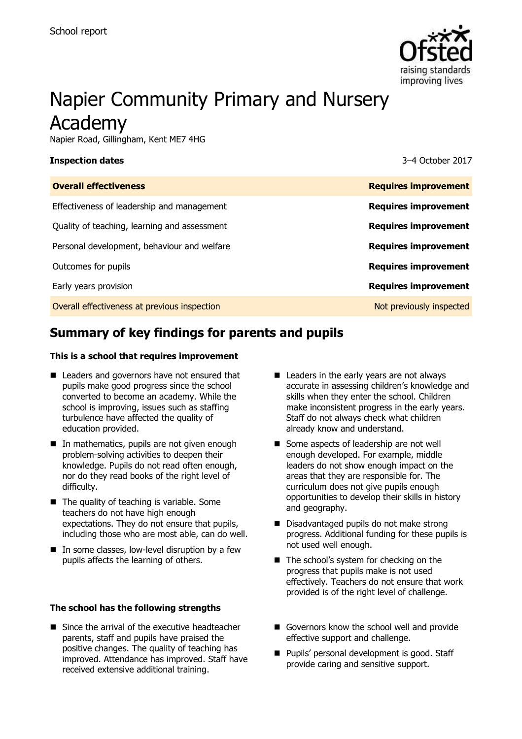School report

# Napier Community Primary and Nursery Academy

Napier Road, Gillingham, Kent ME7 4HG

**Inspection dates** 3–4 October 2017

| **Overall effectiveness** | **Requires improvement** |
| --- | --- |
| Effectiveness of leadership and management | **Requires improvement** |
| Quality of teaching, learning and assessment | **Requires improvement** |
| Personal development, behaviour and welfare | **Requires improvement** |
| Outcomes for pupils | **Requires improvement** |
| Early years provision | **Requires improvement** |
| Overall effectiveness at previous inspection | Not previously inspected |

## Summary of key findings for parents and pupils

**This is a school that requires improvement**

- Leaders and governors have not ensured that pupils make good progress since the school converted to become an academy. While the school is improving, issues such as staffing turbulence have affected the quality of education provided.
- In mathematics, pupils are not given enough problem-solving activities to deepen their knowledge. Pupils do not read often enough, nor do they read books of the right level of difficulty.
- The quality of teaching is variable. Some teachers do not have high enough expectations. They do not ensure that pupils, including those who are most able, can do well.
- In some classes, low-level disruption by a few pupils affects the learning of others.
- Leaders in the early years are not always accurate in assessing children's knowledge and skills when they enter the school. Children make inconsistent progress in the early years. Staff do not always check what children already know and understand.
- Some aspects of leadership are not well enough developed. For example, middle leaders do not show enough impact on the areas that they are responsible for. The curriculum does not give pupils enough opportunities to develop their skills in history and geography.
- Disadvantaged pupils do not make strong progress. Additional funding for these pupils is not used well enough.
- The school's system for checking on the progress that pupils make is not used effectively. Teachers do not ensure that work provided is of the right level of challenge.

**The school has the following strengths**

- Since the arrival of the executive headteacher parents, staff and pupils have praised the positive changes. The quality of teaching has improved. Attendance has improved. Staff have received extensive additional training.
- Governors know the school well and provide effective support and challenge.
- Pupils' personal development is good. Staff provide caring and sensitive support.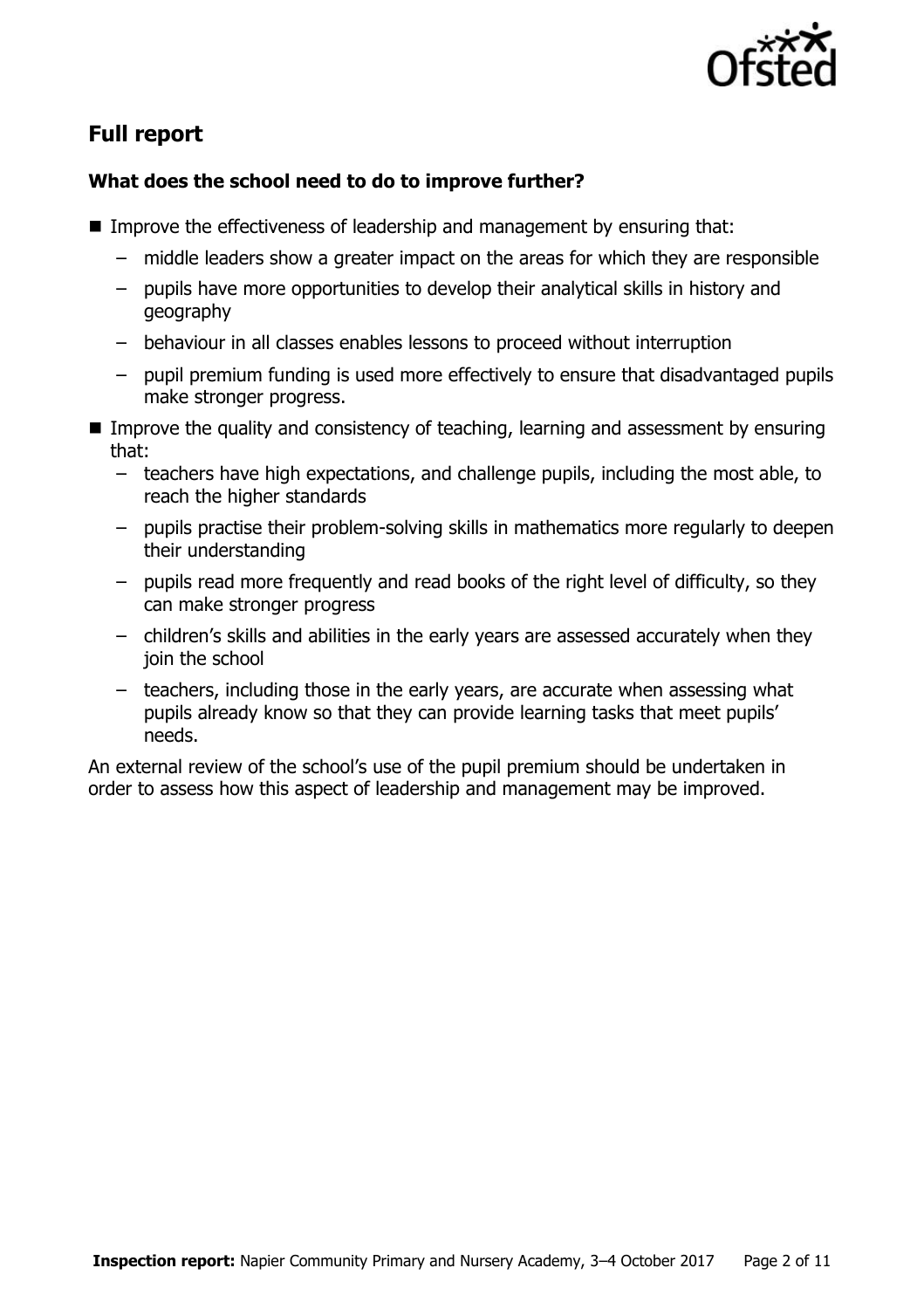## Full report

### What does the school need to do to improve further?

- Improve the effectiveness of leadership and management by ensuring that:
  - middle leaders show a greater impact on the areas for which they are responsible
  - pupils have more opportunities to develop their analytical skills in history and geography
  - behaviour in all classes enables lessons to proceed without interruption
  - pupil premium funding is used more effectively to ensure that disadvantaged pupils make stronger progress.
- Improve the quality and consistency of teaching, learning and assessment by ensuring that:
  - teachers have high expectations, and challenge pupils, including the most able, to reach the higher standards
  - pupils practise their problem-solving skills in mathematics more regularly to deepen their understanding
  - pupils read more frequently and read books of the right level of difficulty, so they can make stronger progress
  - children's skills and abilities in the early years are assessed accurately when they join the school
  - teachers, including those in the early years, are accurate when assessing what pupils already know so that they can provide learning tasks that meet pupils' needs.

An external review of the school's use of the pupil premium should be undertaken in order to assess how this aspect of leadership and management may be improved.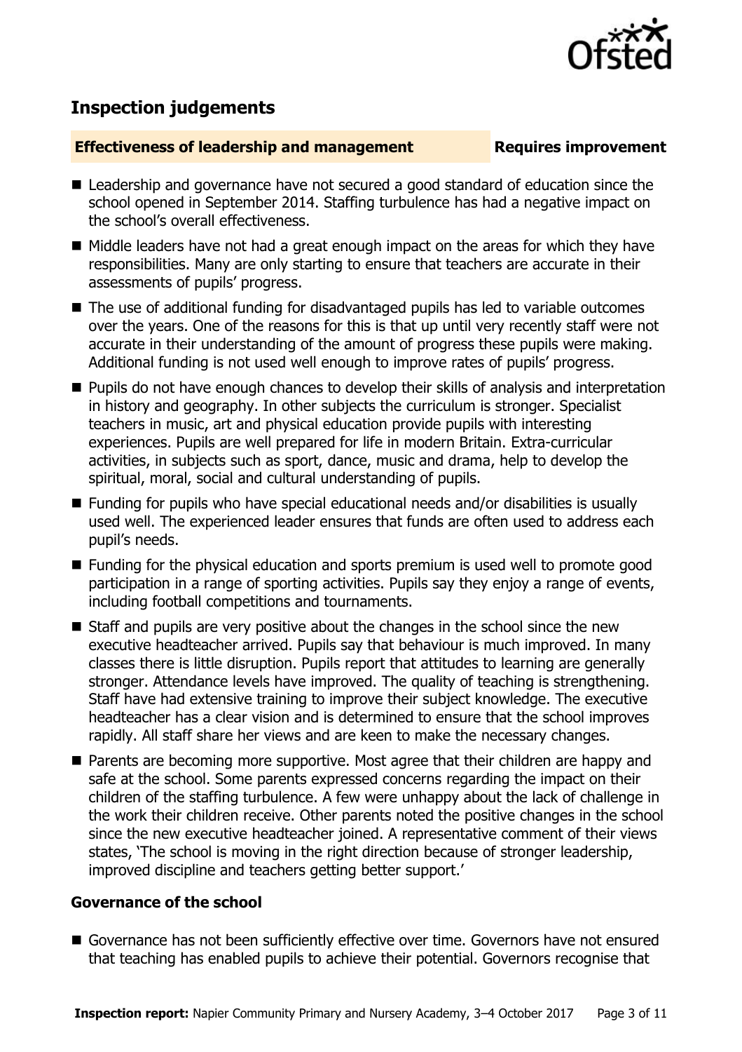## Inspection judgements

| **Effectiveness of leadership and management** | **Requires improvement** |
| --- | --- |

- Leadership and governance have not secured a good standard of education since the school opened in September 2014. Staffing turbulence has had a negative impact on the school's overall effectiveness.
- Middle leaders have not had a great enough impact on the areas for which they have responsibilities. Many are only starting to ensure that teachers are accurate in their assessments of pupils' progress.
- The use of additional funding for disadvantaged pupils has led to variable outcomes over the years. One of the reasons for this is that up until very recently staff were not accurate in their understanding of the amount of progress these pupils were making. Additional funding is not used well enough to improve rates of pupils' progress.
- Pupils do not have enough chances to develop their skills of analysis and interpretation in history and geography. In other subjects the curriculum is stronger. Specialist teachers in music, art and physical education provide pupils with interesting experiences. Pupils are well prepared for life in modern Britain. Extra-curricular activities, in subjects such as sport, dance, music and drama, help to develop the spiritual, moral, social and cultural understanding of pupils.
- Funding for pupils who have special educational needs and/or disabilities is usually used well. The experienced leader ensures that funds are often used to address each pupil's needs.
- Funding for the physical education and sports premium is used well to promote good participation in a range of sporting activities. Pupils say they enjoy a range of events, including football competitions and tournaments.
- Staff and pupils are very positive about the changes in the school since the new executive headteacher arrived. Pupils say that behaviour is much improved. In many classes there is little disruption. Pupils report that attitudes to learning are generally stronger. Attendance levels have improved. The quality of teaching is strengthening. Staff have had extensive training to improve their subject knowledge. The executive headteacher has a clear vision and is determined to ensure that the school improves rapidly. All staff share her views and are keen to make the necessary changes.
- Parents are becoming more supportive. Most agree that their children are happy and safe at the school. Some parents expressed concerns regarding the impact on their children of the staffing turbulence. A few were unhappy about the lack of challenge in the work their children receive. Other parents noted the positive changes in the school since the new executive headteacher joined. A representative comment of their views states, 'The school is moving in the right direction because of stronger leadership, improved discipline and teachers getting better support.'

### Governance of the school

- Governance has not been sufficiently effective over time. Governors have not ensured that teaching has enabled pupils to achieve their potential. Governors recognise that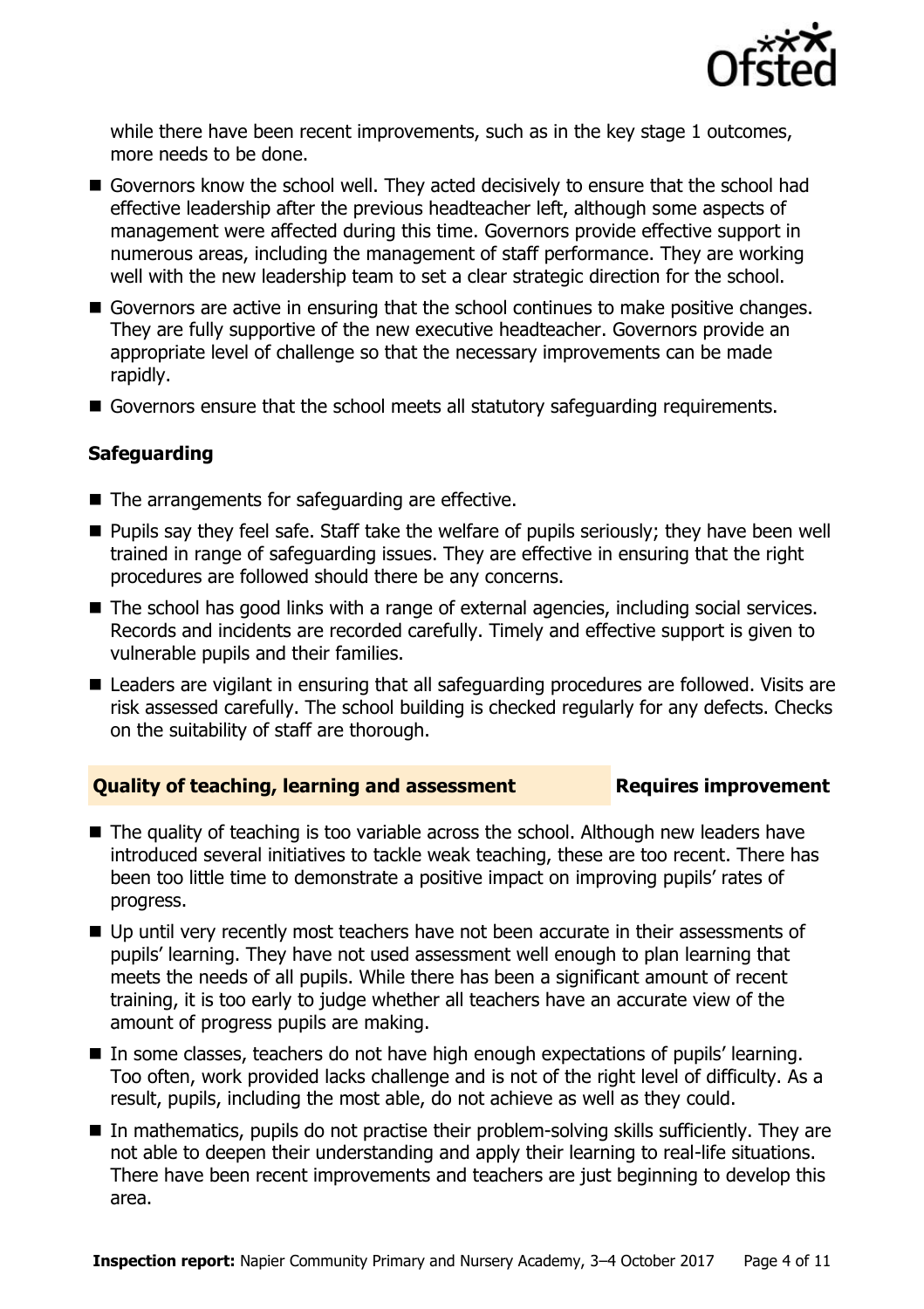while there have been recent improvements, such as in the key stage 1 outcomes, more needs to be done.

- Governors know the school well. They acted decisively to ensure that the school had effective leadership after the previous headteacher left, although some aspects of management were affected during this time. Governors provide effective support in numerous areas, including the management of staff performance. They are working well with the new leadership team to set a clear strategic direction for the school.
- Governors are active in ensuring that the school continues to make positive changes. They are fully supportive of the new executive headteacher. Governors provide an appropriate level of challenge so that the necessary improvements can be made rapidly.
- Governors ensure that the school meets all statutory safeguarding requirements.

### Safeguarding

- The arrangements for safeguarding are effective.
- Pupils say they feel safe. Staff take the welfare of pupils seriously; they have been well trained in range of safeguarding issues. They are effective in ensuring that the right procedures are followed should there be any concerns.
- The school has good links with a range of external agencies, including social services. Records and incidents are recorded carefully. Timely and effective support is given to vulnerable pupils and their families.
- Leaders are vigilant in ensuring that all safeguarding procedures are followed. Visits are risk assessed carefully. The school building is checked regularly for any defects. Checks on the suitability of staff are thorough.

### Quality of teaching, learning and assessment — Requires improvement

- The quality of teaching is too variable across the school. Although new leaders have introduced several initiatives to tackle weak teaching, these are too recent. There has been too little time to demonstrate a positive impact on improving pupils' rates of progress.
- Up until very recently most teachers have not been accurate in their assessments of pupils' learning. They have not used assessment well enough to plan learning that meets the needs of all pupils. While there has been a significant amount of recent training, it is too early to judge whether all teachers have an accurate view of the amount of progress pupils are making.
- In some classes, teachers do not have high enough expectations of pupils' learning. Too often, work provided lacks challenge and is not of the right level of difficulty. As a result, pupils, including the most able, do not achieve as well as they could.
- In mathematics, pupils do not practise their problem-solving skills sufficiently. They are not able to deepen their understanding and apply their learning to real-life situations. There have been recent improvements and teachers are just beginning to develop this area.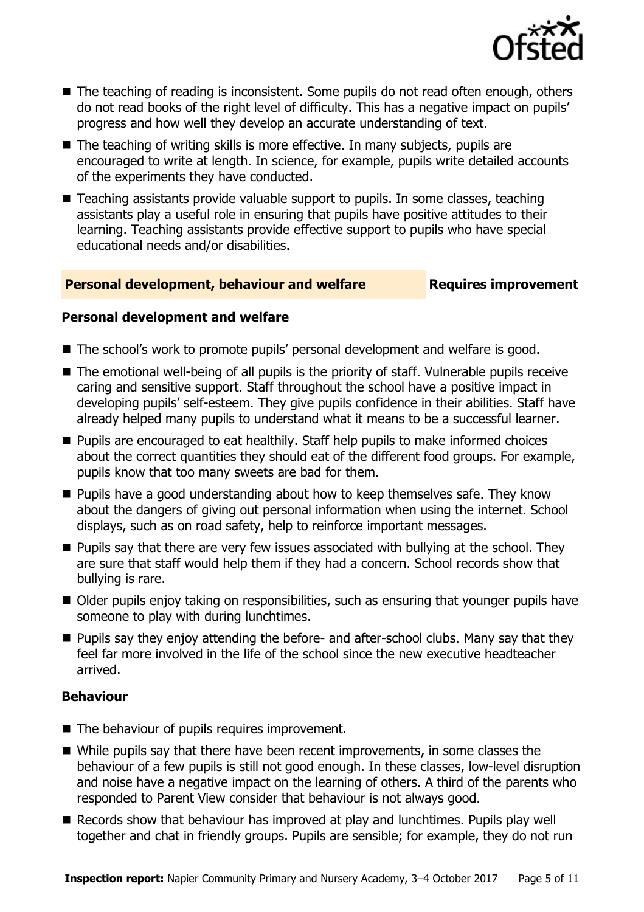- The teaching of reading is inconsistent. Some pupils do not read often enough, others do not read books of the right level of difficulty. This has a negative impact on pupils' progress and how well they develop an accurate understanding of text.
- The teaching of writing skills is more effective. In many subjects, pupils are encouraged to write at length. In science, for example, pupils write detailed accounts of the experiments they have conducted.
- Teaching assistants provide valuable support to pupils. In some classes, teaching assistants play a useful role in ensuring that pupils have positive attitudes to their learning. Teaching assistants provide effective support to pupils who have special educational needs and/or disabilities.

## Personal development, behaviour and welfare — Requires improvement

### Personal development and welfare

- The school's work to promote pupils' personal development and welfare is good.
- The emotional well-being of all pupils is the priority of staff. Vulnerable pupils receive caring and sensitive support. Staff throughout the school have a positive impact in developing pupils' self-esteem. They give pupils confidence in their abilities. Staff have already helped many pupils to understand what it means to be a successful learner.
- Pupils are encouraged to eat healthily. Staff help pupils to make informed choices about the correct quantities they should eat of the different food groups. For example, pupils know that too many sweets are bad for them.
- Pupils have a good understanding about how to keep themselves safe. They know about the dangers of giving out personal information when using the internet. School displays, such as on road safety, help to reinforce important messages.
- Pupils say that there are very few issues associated with bullying at the school. They are sure that staff would help them if they had a concern. School records show that bullying is rare.
- Older pupils enjoy taking on responsibilities, such as ensuring that younger pupils have someone to play with during lunchtimes.
- Pupils say they enjoy attending the before- and after-school clubs. Many say that they feel far more involved in the life of the school since the new executive headteacher arrived.

### Behaviour

- The behaviour of pupils requires improvement.
- While pupils say that there have been recent improvements, in some classes the behaviour of a few pupils is still not good enough. In these classes, low-level disruption and noise have a negative impact on the learning of others. A third of the parents who responded to Parent View consider that behaviour is not always good.
- Records show that behaviour has improved at play and lunchtimes. Pupils play well together and chat in friendly groups. Pupils are sensible; for example, they do not run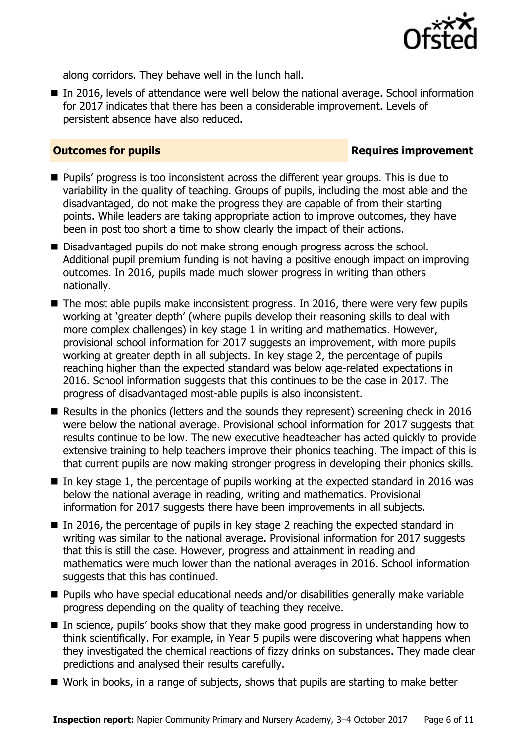along corridors. They behave well in the lunch hall.

- In 2016, levels of attendance were well below the national average. School information for 2017 indicates that there has been a considerable improvement. Levels of persistent absence have also reduced.

## Outcomes for pupils — Requires improvement

- Pupils' progress is too inconsistent across the different year groups. This is due to variability in the quality of teaching. Groups of pupils, including the most able and the disadvantaged, do not make the progress they are capable of from their starting points. While leaders are taking appropriate action to improve outcomes, they have been in post too short a time to show clearly the impact of their actions.
- Disadvantaged pupils do not make strong enough progress across the school. Additional pupil premium funding is not having a positive enough impact on improving outcomes. In 2016, pupils made much slower progress in writing than others nationally.
- The most able pupils make inconsistent progress. In 2016, there were very few pupils working at 'greater depth' (where pupils develop their reasoning skills to deal with more complex challenges) in key stage 1 in writing and mathematics. However, provisional school information for 2017 suggests an improvement, with more pupils working at greater depth in all subjects. In key stage 2, the percentage of pupils reaching higher than the expected standard was below age-related expectations in 2016. School information suggests that this continues to be the case in 2017. The progress of disadvantaged most-able pupils is also inconsistent.
- Results in the phonics (letters and the sounds they represent) screening check in 2016 were below the national average. Provisional school information for 2017 suggests that results continue to be low. The new executive headteacher has acted quickly to provide extensive training to help teachers improve their phonics teaching. The impact of this is that current pupils are now making stronger progress in developing their phonics skills.
- In key stage 1, the percentage of pupils working at the expected standard in 2016 was below the national average in reading, writing and mathematics. Provisional information for 2017 suggests there have been improvements in all subjects.
- In 2016, the percentage of pupils in key stage 2 reaching the expected standard in writing was similar to the national average. Provisional information for 2017 suggests that this is still the case. However, progress and attainment in reading and mathematics were much lower than the national averages in 2016. School information suggests that this has continued.
- Pupils who have special educational needs and/or disabilities generally make variable progress depending on the quality of teaching they receive.
- In science, pupils' books show that they make good progress in understanding how to think scientifically. For example, in Year 5 pupils were discovering what happens when they investigated the chemical reactions of fizzy drinks on substances. They made clear predictions and analysed their results carefully.
- Work in books, in a range of subjects, shows that pupils are starting to make better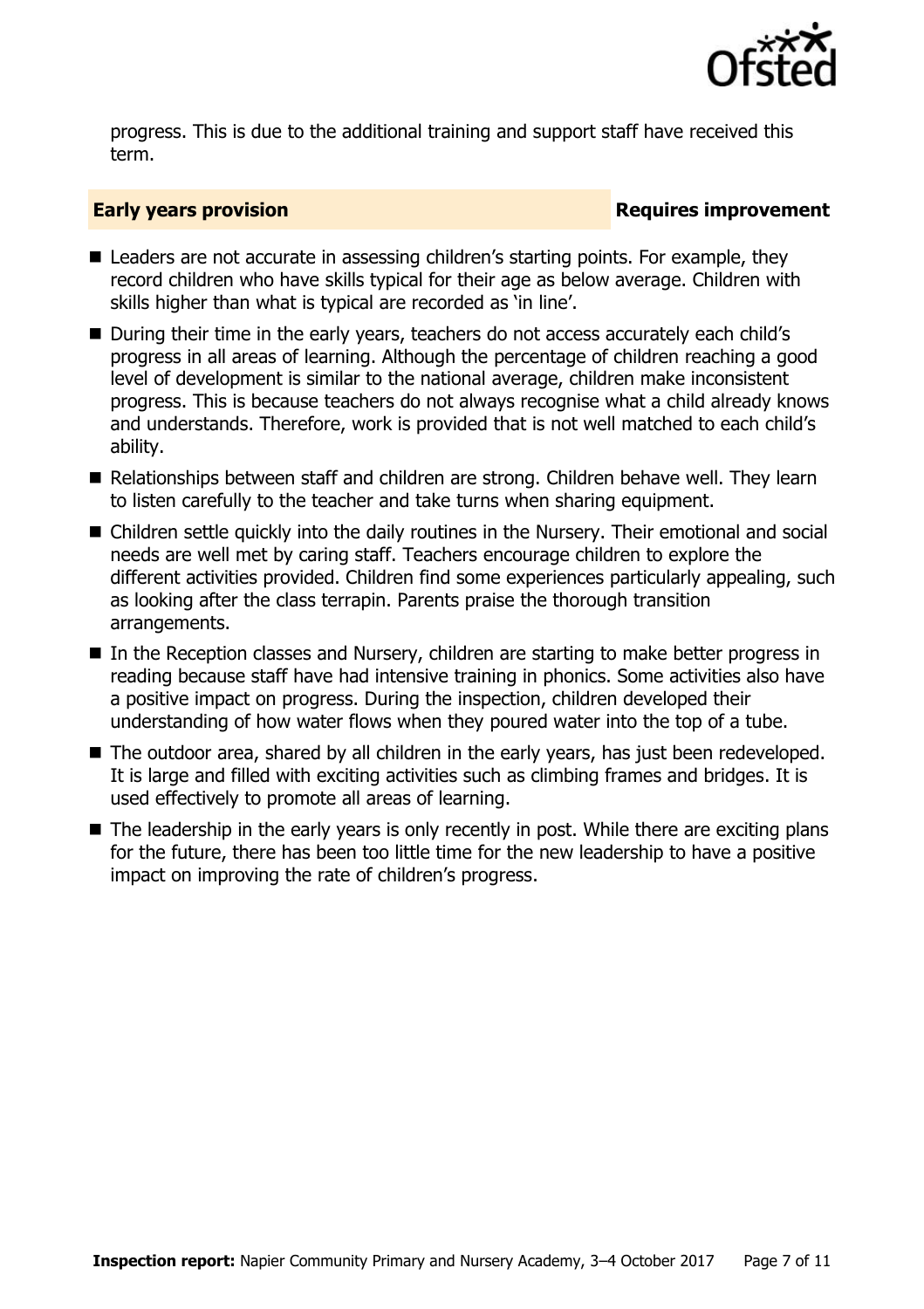progress. This is due to the additional training and support staff have received this term.

## Early years provision — Requires improvement

- Leaders are not accurate in assessing children's starting points. For example, they record children who have skills typical for their age as below average. Children with skills higher than what is typical are recorded as 'in line'.
- During their time in the early years, teachers do not access accurately each child's progress in all areas of learning. Although the percentage of children reaching a good level of development is similar to the national average, children make inconsistent progress. This is because teachers do not always recognise what a child already knows and understands. Therefore, work is provided that is not well matched to each child's ability.
- Relationships between staff and children are strong. Children behave well. They learn to listen carefully to the teacher and take turns when sharing equipment.
- Children settle quickly into the daily routines in the Nursery. Their emotional and social needs are well met by caring staff. Teachers encourage children to explore the different activities provided. Children find some experiences particularly appealing, such as looking after the class terrapin. Parents praise the thorough transition arrangements.
- In the Reception classes and Nursery, children are starting to make better progress in reading because staff have had intensive training in phonics. Some activities also have a positive impact on progress. During the inspection, children developed their understanding of how water flows when they poured water into the top of a tube.
- The outdoor area, shared by all children in the early years, has just been redeveloped. It is large and filled with exciting activities such as climbing frames and bridges. It is used effectively to promote all areas of learning.
- The leadership in the early years is only recently in post. While there are exciting plans for the future, there has been too little time for the new leadership to have a positive impact on improving the rate of children's progress.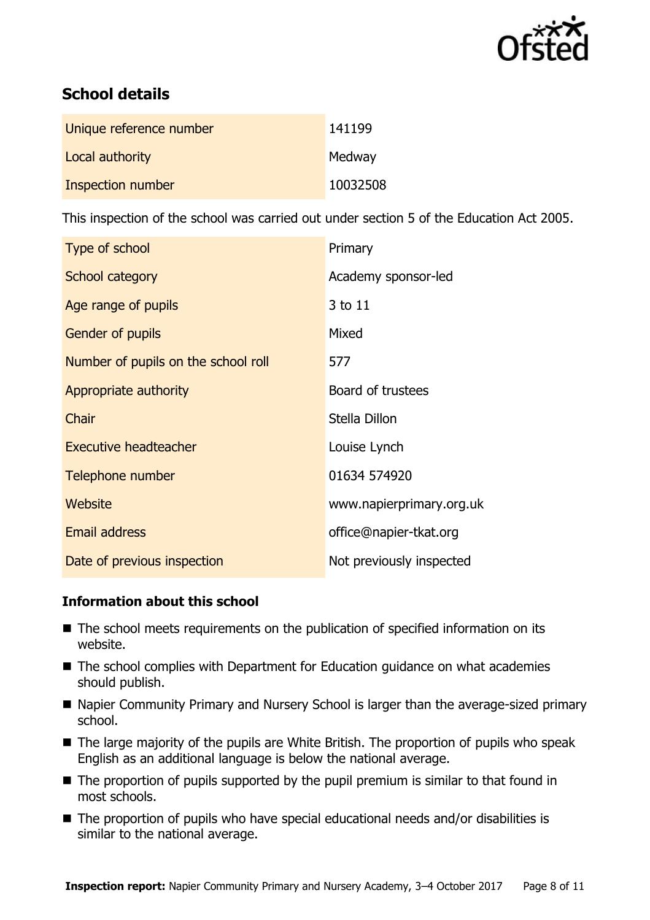## School details

| | |
|---|---|
| Unique reference number | 141199 |
| Local authority | Medway |
| Inspection number | 10032508 |

This inspection of the school was carried out under section 5 of the Education Act 2005.

| | |
|---|---|
| Type of school | Primary |
| School category | Academy sponsor-led |
| Age range of pupils | 3 to 11 |
| Gender of pupils | Mixed |
| Number of pupils on the school roll | 577 |
| Appropriate authority | Board of trustees |
| Chair | Stella Dillon |
| Executive headteacher | Louise Lynch |
| Telephone number | 01634 574920 |
| Website | www.napierprimary.org.uk |
| Email address | office@napier-tkat.org |
| Date of previous inspection | Not previously inspected |

### Information about this school

- The school meets requirements on the publication of specified information on its website.
- The school complies with Department for Education guidance on what academies should publish.
- Napier Community Primary and Nursery School is larger than the average-sized primary school.
- The large majority of the pupils are White British. The proportion of pupils who speak English as an additional language is below the national average.
- The proportion of pupils supported by the pupil premium is similar to that found in most schools.
- The proportion of pupils who have special educational needs and/or disabilities is similar to the national average.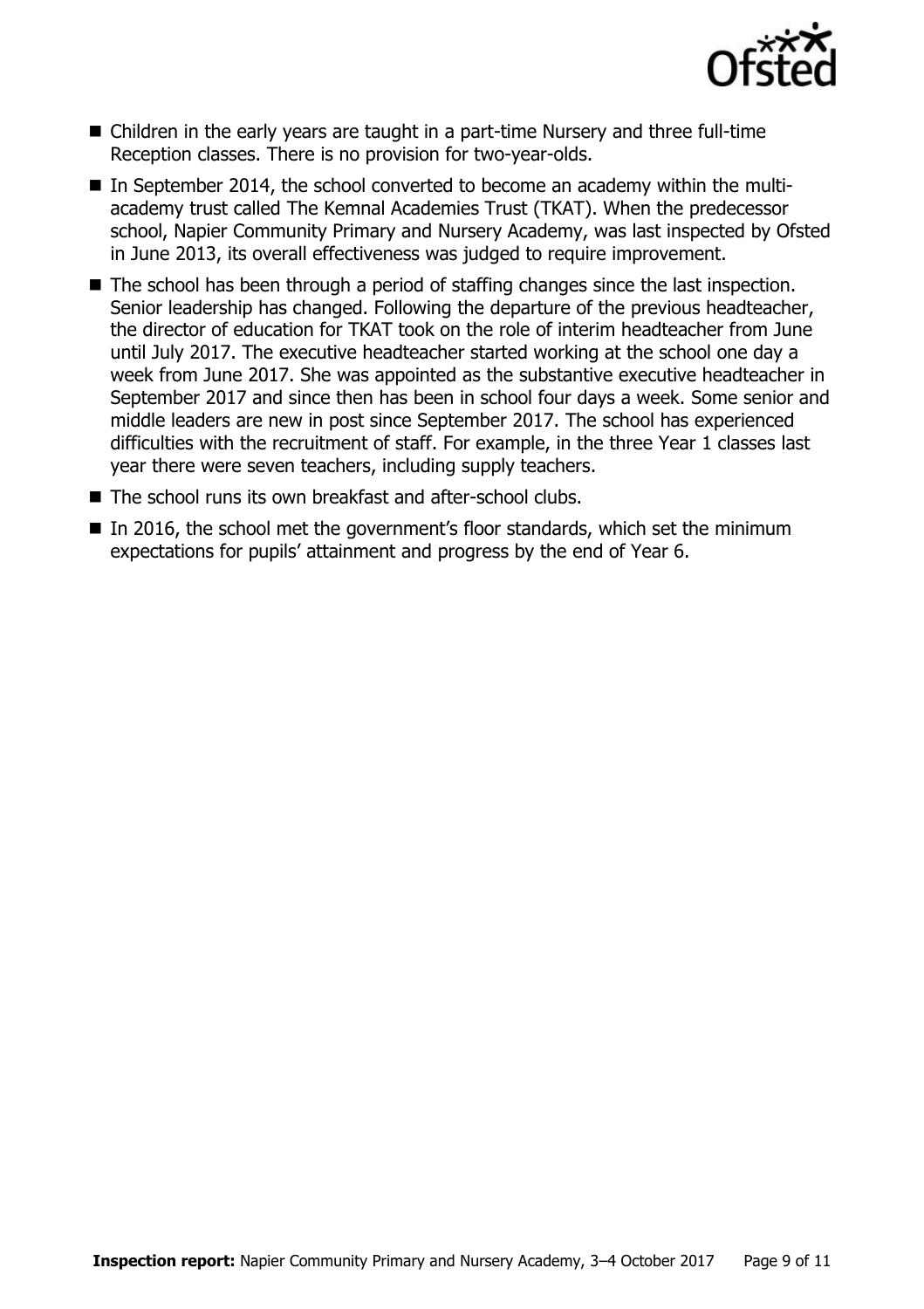- Children in the early years are taught in a part-time Nursery and three full-time Reception classes. There is no provision for two-year-olds.
- In September 2014, the school converted to become an academy within the multi-academy trust called The Kemnal Academies Trust (TKAT). When the predecessor school, Napier Community Primary and Nursery Academy, was last inspected by Ofsted in June 2013, its overall effectiveness was judged to require improvement.
- The school has been through a period of staffing changes since the last inspection. Senior leadership has changed. Following the departure of the previous headteacher, the director of education for TKAT took on the role of interim headteacher from June until July 2017. The executive headteacher started working at the school one day a week from June 2017. She was appointed as the substantive executive headteacher in September 2017 and since then has been in school four days a week. Some senior and middle leaders are new in post since September 2017. The school has experienced difficulties with the recruitment of staff. For example, in the three Year 1 classes last year there were seven teachers, including supply teachers.
- The school runs its own breakfast and after-school clubs.
- In 2016, the school met the government's floor standards, which set the minimum expectations for pupils' attainment and progress by the end of Year 6.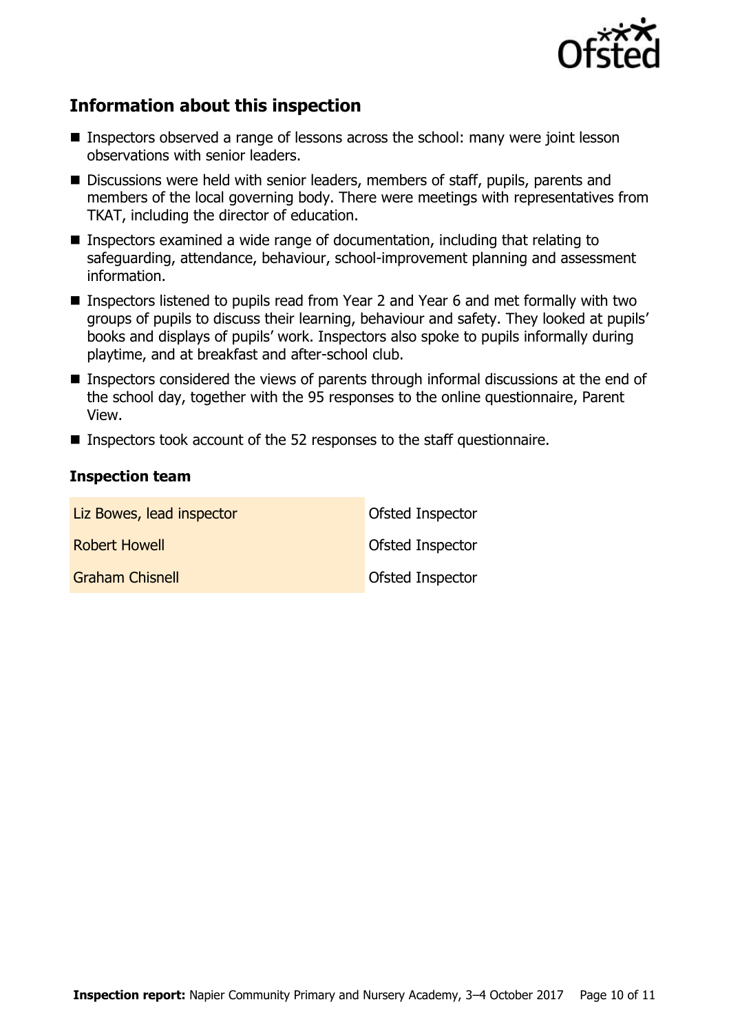## Information about this inspection

- Inspectors observed a range of lessons across the school: many were joint lesson observations with senior leaders.
- Discussions were held with senior leaders, members of staff, pupils, parents and members of the local governing body. There were meetings with representatives from TKAT, including the director of education.
- Inspectors examined a wide range of documentation, including that relating to safeguarding, attendance, behaviour, school-improvement planning and assessment information.
- Inspectors listened to pupils read from Year 2 and Year 6 and met formally with two groups of pupils to discuss their learning, behaviour and safety. They looked at pupils' books and displays of pupils' work. Inspectors also spoke to pupils informally during playtime, and at breakfast and after-school club.
- Inspectors considered the views of parents through informal discussions at the end of the school day, together with the 95 responses to the online questionnaire, Parent View.
- Inspectors took account of the 52 responses to the staff questionnaire.

### Inspection team

| | |
|---|---|
| Liz Bowes, lead inspector | Ofsted Inspector |
| Robert Howell | Ofsted Inspector |
| Graham Chisnell | Ofsted Inspector |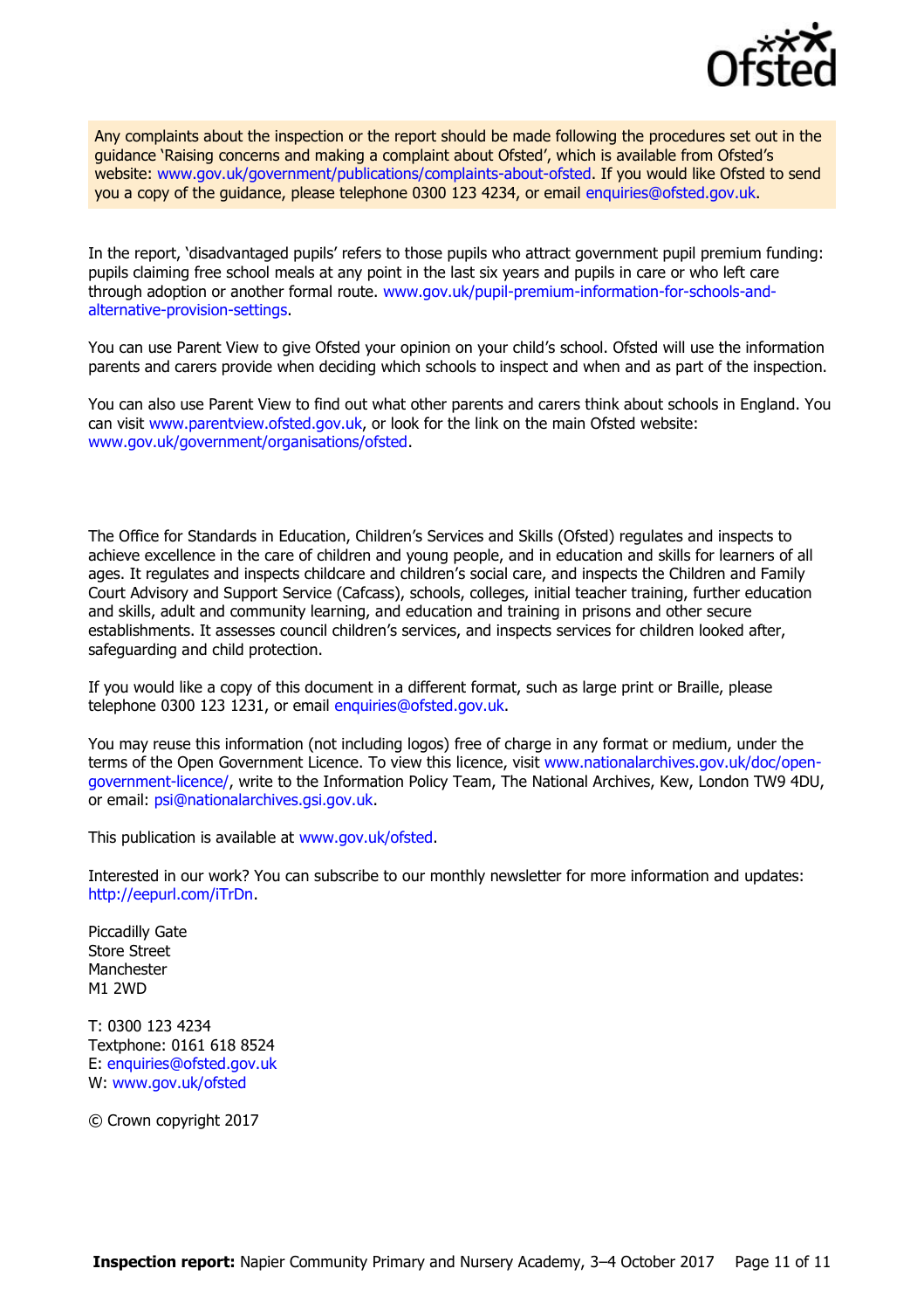Any complaints about the inspection or the report should be made following the procedures set out in the guidance 'Raising concerns and making a complaint about Ofsted', which is available from Ofsted's website: www.gov.uk/government/publications/complaints-about-ofsted. If you would like Ofsted to send you a copy of the guidance, please telephone 0300 123 4234, or email enquiries@ofsted.gov.uk.

In the report, 'disadvantaged pupils' refers to those pupils who attract government pupil premium funding: pupils claiming free school meals at any point in the last six years and pupils in care or who left care through adoption or another formal route. www.gov.uk/pupil-premium-information-for-schools-and-alternative-provision-settings.

You can use Parent View to give Ofsted your opinion on your child's school. Ofsted will use the information parents and carers provide when deciding which schools to inspect and when and as part of the inspection.

You can also use Parent View to find out what other parents and carers think about schools in England. You can visit www.parentview.ofsted.gov.uk, or look for the link on the main Ofsted website: www.gov.uk/government/organisations/ofsted.

The Office for Standards in Education, Children's Services and Skills (Ofsted) regulates and inspects to achieve excellence in the care of children and young people, and in education and skills for learners of all ages. It regulates and inspects childcare and children's social care, and inspects the Children and Family Court Advisory and Support Service (Cafcass), schools, colleges, initial teacher training, further education and skills, adult and community learning, and education and training in prisons and other secure establishments. It assesses council children's services, and inspects services for children looked after, safeguarding and child protection.

If you would like a copy of this document in a different format, such as large print or Braille, please telephone 0300 123 1231, or email enquiries@ofsted.gov.uk.

You may reuse this information (not including logos) free of charge in any format or medium, under the terms of the Open Government Licence. To view this licence, visit www.nationalarchives.gov.uk/doc/open-government-licence/, write to the Information Policy Team, The National Archives, Kew, London TW9 4DU, or email: psi@nationalarchives.gsi.gov.uk.

This publication is available at www.gov.uk/ofsted.

Interested in our work? You can subscribe to our monthly newsletter for more information and updates: http://eepurl.com/iTrDn.

Piccadilly Gate
Store Street
Manchester
M1 2WD

T: 0300 123 4234
Textphone: 0161 618 8524
E: enquiries@ofsted.gov.uk
W: www.gov.uk/ofsted

© Crown copyright 2017